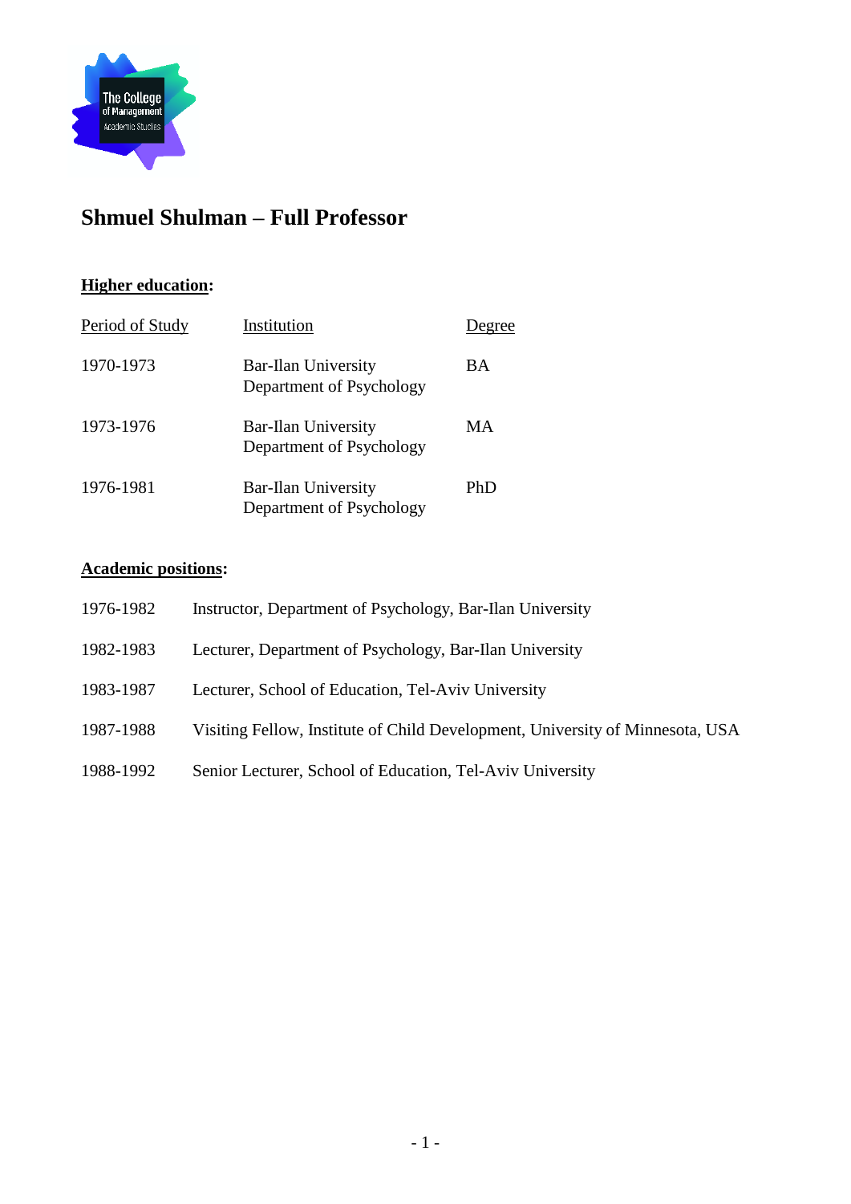# Shmuel Shulman – Full Professor

**Higher education:**

| Period of Study | Institution | Degree |
|---|---|---|
| 1970-1973 | Bar-Ilan University<br>Department of Psychology | BA |
| 1973-1976 | Bar-Ilan University<br>Department of Psychology | MA |
| 1976-1981 | Bar-Ilan University<br>Department of Psychology | PhD |

**Academic positions:**

1976-1982 Instructor, Department of Psychology, Bar-Ilan University

1982-1983 Lecturer, Department of Psychology, Bar-Ilan University

1983-1987 Lecturer, School of Education, Tel-Aviv University

1987-1988 Visiting Fellow, Institute of Child Development, University of Minnesota, USA

1988-1992 Senior Lecturer, School of Education, Tel-Aviv University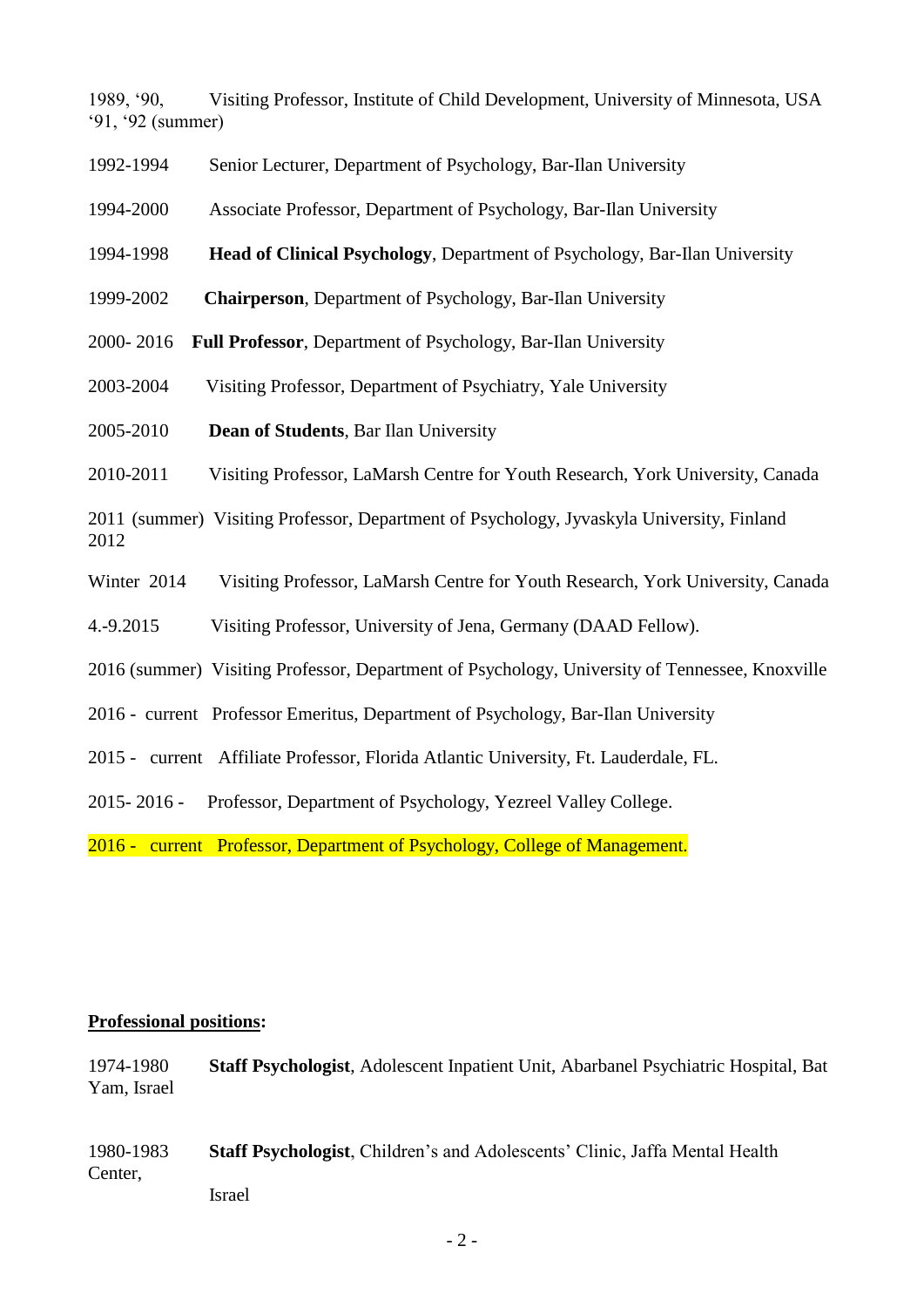1989, '90, '91, '92 (summer) Visiting Professor, Institute of Child Development, University of Minnesota, USA

1992-1994 Senior Lecturer, Department of Psychology, Bar-Ilan University

1994-2000 Associate Professor, Department of Psychology, Bar-Ilan University

1994-1998 **Head of Clinical Psychology**, Department of Psychology, Bar-Ilan University

1999-2002 **Chairperson**, Department of Psychology, Bar-Ilan University

2000- 2016 **Full Professor**, Department of Psychology, Bar-Ilan University

2003-2004 Visiting Professor, Department of Psychiatry, Yale University

2005-2010 **Dean of Students**, Bar Ilan University

2010-2011 Visiting Professor, LaMarsh Centre for Youth Research, York University, Canada

2011 (summer) 2012 Visiting Professor, Department of Psychology, Jyvaskyla University, Finland

Winter 2014 Visiting Professor, LaMarsh Centre for Youth Research, York University, Canada

4.-9.2015 Visiting Professor, University of Jena, Germany (DAAD Fellow).

2016 (summer) Visiting Professor, Department of Psychology, University of Tennessee, Knoxville

2016 - current Professor Emeritus, Department of Psychology, Bar-Ilan University

2015 - current Affiliate Professor, Florida Atlantic University, Ft. Lauderdale, FL.

2015- 2016 - Professor, Department of Psychology, Yezreel Valley College.

2016 - current Professor, Department of Psychology, College of Management.

**Professional positions:**

1974-1980 **Staff Psychologist**, Adolescent Inpatient Unit, Abarbanel Psychiatric Hospital, Bat Yam, Israel

1980-1983 **Staff Psychologist**, Children's and Adolescents' Clinic, Jaffa Mental Health Center, Israel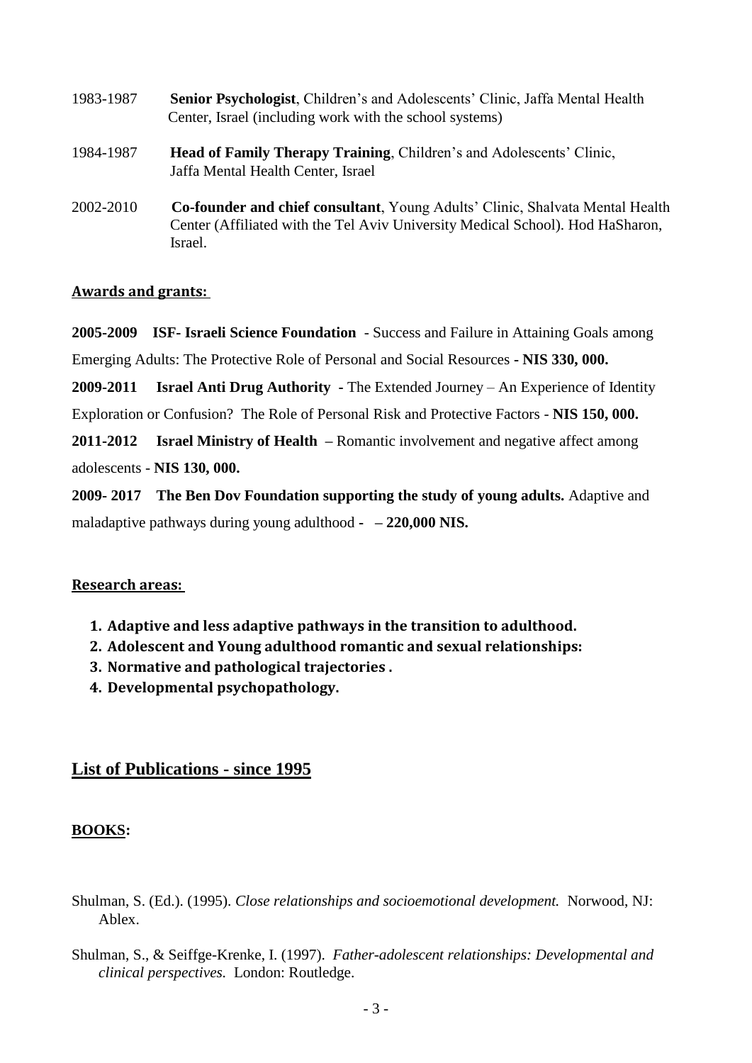1983-1987 **Senior Psychologist**, Children's and Adolescents' Clinic, Jaffa Mental Health Center, Israel (including work with the school systems)

1984-1987 **Head of Family Therapy Training**, Children's and Adolescents' Clinic, Jaffa Mental Health Center, Israel

2002-2010 **Co-founder and chief consultant**, Young Adults' Clinic, Shalvata Mental Health Center (Affiliated with the Tel Aviv University Medical School). Hod HaSharon, Israel.

**Awards and grants:**

**2005-2009 ISF- Israeli Science Foundation** - Success and Failure in Attaining Goals among Emerging Adults: The Protective Role of Personal and Social Resources **- NIS 330, 000.**

**2009-2011 Israel Anti Drug Authority -** The Extended Journey – An Experience of Identity Exploration or Confusion? The Role of Personal Risk and Protective Factors - **NIS 150, 000.**

**2011-2012 Israel Ministry of Health –** Romantic involvement and negative affect among adolescents - **NIS 130, 000.**

**2009- 2017 The Ben Dov Foundation supporting the study of young adults.** Adaptive and maladaptive pathways during young adulthood - **– 220,000 NIS.**

**Research areas:**

1. **Adaptive and less adaptive pathways in the transition to adulthood.**
2. **Adolescent and Young adulthood romantic and sexual relationships:**
3. **Normative and pathological trajectories .**
4. **Developmental psychopathology.**

## List of Publications - since 1995

### BOOKS:

Shulman, S. (Ed.). (1995). *Close relationships and socioemotional development.* Norwood, NJ: Ablex.

Shulman, S., & Seiffge-Krenke, I. (1997). *Father-adolescent relationships: Developmental and clinical perspectives.* London: Routledge.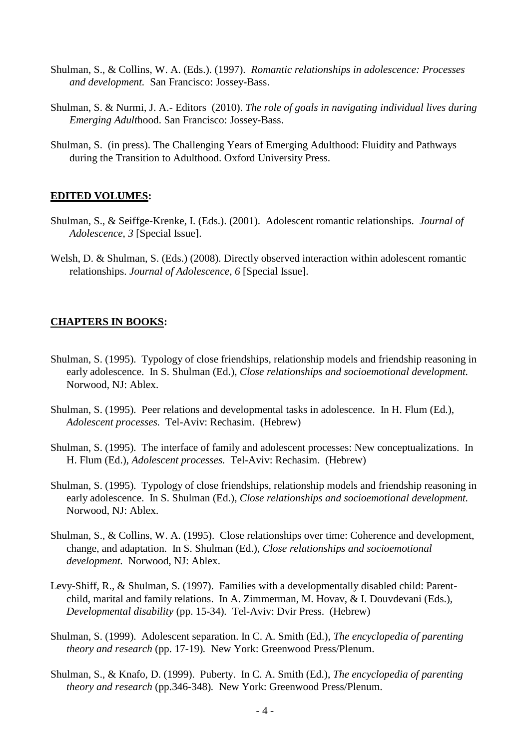Shulman, S., & Collins, W. A. (Eds.). (1997). *Romantic relationships in adolescence: Processes and development.* San Francisco: Jossey-Bass.

Shulman, S. & Nurmi, J. A.- Editors (2010). *The role of goals in navigating individual lives during Emerging Adult*hood. San Francisco: Jossey-Bass.

Shulman, S. (in press). The Challenging Years of Emerging Adulthood: Fluidity and Pathways during the Transition to Adulthood. Oxford University Press.

**EDITED VOLUMES:**

Shulman, S., & Seiffge-Krenke, I. (Eds.). (2001). Adolescent romantic relationships. *Journal of Adolescence, 3* [Special Issue].

Welsh, D. & Shulman, S. (Eds.) (2008). Directly observed interaction within adolescent romantic relationships. *Journal of Adolescence, 6* [Special Issue].

**CHAPTERS IN BOOKS:**

Shulman, S. (1995). Typology of close friendships, relationship models and friendship reasoning in early adolescence. In S. Shulman (Ed.), *Close relationships and socioemotional development.* Norwood, NJ: Ablex.

Shulman, S. (1995). Peer relations and developmental tasks in adolescence. In H. Flum (Ed.), *Adolescent processes.* Tel-Aviv: Rechasim. (Hebrew)

Shulman, S. (1995). The interface of family and adolescent processes: New conceptualizations. In H. Flum (Ed.), *Adolescent processes.* Tel-Aviv: Rechasim. (Hebrew)

Shulman, S. (1995). Typology of close friendships, relationship models and friendship reasoning in early adolescence. In S. Shulman (Ed.), *Close relationships and socioemotional development.* Norwood, NJ: Ablex.

Shulman, S., & Collins, W. A. (1995). Close relationships over time: Coherence and development, change, and adaptation. In S. Shulman (Ed.), *Close relationships and socioemotional development.* Norwood, NJ: Ablex.

Levy-Shiff, R., & Shulman, S. (1997). Families with a developmentally disabled child: Parent-child, marital and family relations. In A. Zimmerman, M. Hovav, & I. Douvdevani (Eds.), *Developmental disability* (pp. 15-34). Tel-Aviv: Dvir Press. (Hebrew)

Shulman, S. (1999). Adolescent separation. In C. A. Smith (Ed.), *The encyclopedia of parenting theory and research* (pp. 17-19). New York: Greenwood Press/Plenum.

Shulman, S., & Knafo, D. (1999). Puberty. In C. A. Smith (Ed.), *The encyclopedia of parenting theory and research* (pp.346-348). New York: Greenwood Press/Plenum.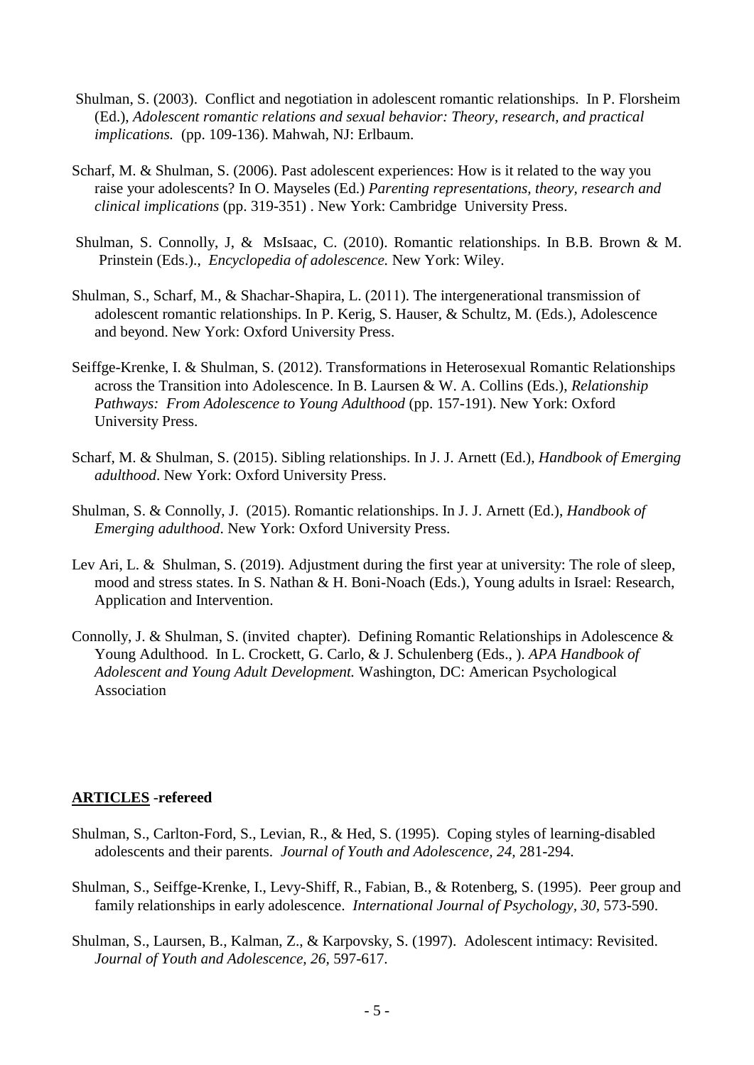Shulman, S. (2003). Conflict and negotiation in adolescent romantic relationships. In P. Florsheim (Ed.), *Adolescent romantic relations and sexual behavior: Theory, research, and practical implications.* (pp. 109-136). Mahwah, NJ: Erlbaum.

Scharf, M. & Shulman, S. (2006). Past adolescent experiences: How is it related to the way you raise your adolescents? In O. Mayseles (Ed.) *Parenting representations, theory, research and clinical implications* (pp. 319-351) . New York: Cambridge University Press.

Shulman, S. Connolly, J, & MsIsaac, C. (2010). Romantic relationships. In B.B. Brown & M. Prinstein (Eds.)., *Encyclopedia of adolescence.* New York: Wiley.

Shulman, S., Scharf, M., & Shachar-Shapira, L. (2011). The intergenerational transmission of adolescent romantic relationships. In P. Kerig, S. Hauser, & Schultz, M. (Eds.), Adolescence and beyond. New York: Oxford University Press.

Seiffge-Krenke, I. & Shulman, S. (2012). Transformations in Heterosexual Romantic Relationships across the Transition into Adolescence. In B. Laursen & W. A. Collins (Eds.), *Relationship Pathways: From Adolescence to Young Adulthood* (pp. 157-191). New York: Oxford University Press.

Scharf, M. & Shulman, S. (2015). Sibling relationships. In J. J. Arnett (Ed.), *Handbook of Emerging adulthood*. New York: Oxford University Press.

Shulman, S. & Connolly, J. (2015). Romantic relationships. In J. J. Arnett (Ed.), *Handbook of Emerging adulthood*. New York: Oxford University Press.

Lev Ari, L. & Shulman, S. (2019). Adjustment during the first year at university: The role of sleep, mood and stress states. In S. Nathan & H. Boni-Noach (Eds.), Young adults in Israel: Research, Application and Intervention.

Connolly, J. & Shulman, S. (invited chapter). Defining Romantic Relationships in Adolescence & Young Adulthood. In L. Crockett, G. Carlo, & J. Schulenberg (Eds., ). *APA Handbook of Adolescent and Young Adult Development.* Washington, DC: American Psychological Association

**ARTICLES -refereed**

Shulman, S., Carlton-Ford, S., Levian, R., & Hed, S. (1995). Coping styles of learning-disabled adolescents and their parents. *Journal of Youth and Adolescence, 24,* 281-294.

Shulman, S., Seiffge-Krenke, I., Levy-Shiff, R., Fabian, B., & Rotenberg, S. (1995). Peer group and family relationships in early adolescence. *International Journal of Psychology, 30,* 573-590.

Shulman, S., Laursen, B., Kalman, Z., & Karpovsky, S. (1997). Adolescent intimacy: Revisited. *Journal of Youth and Adolescence, 26,* 597-617.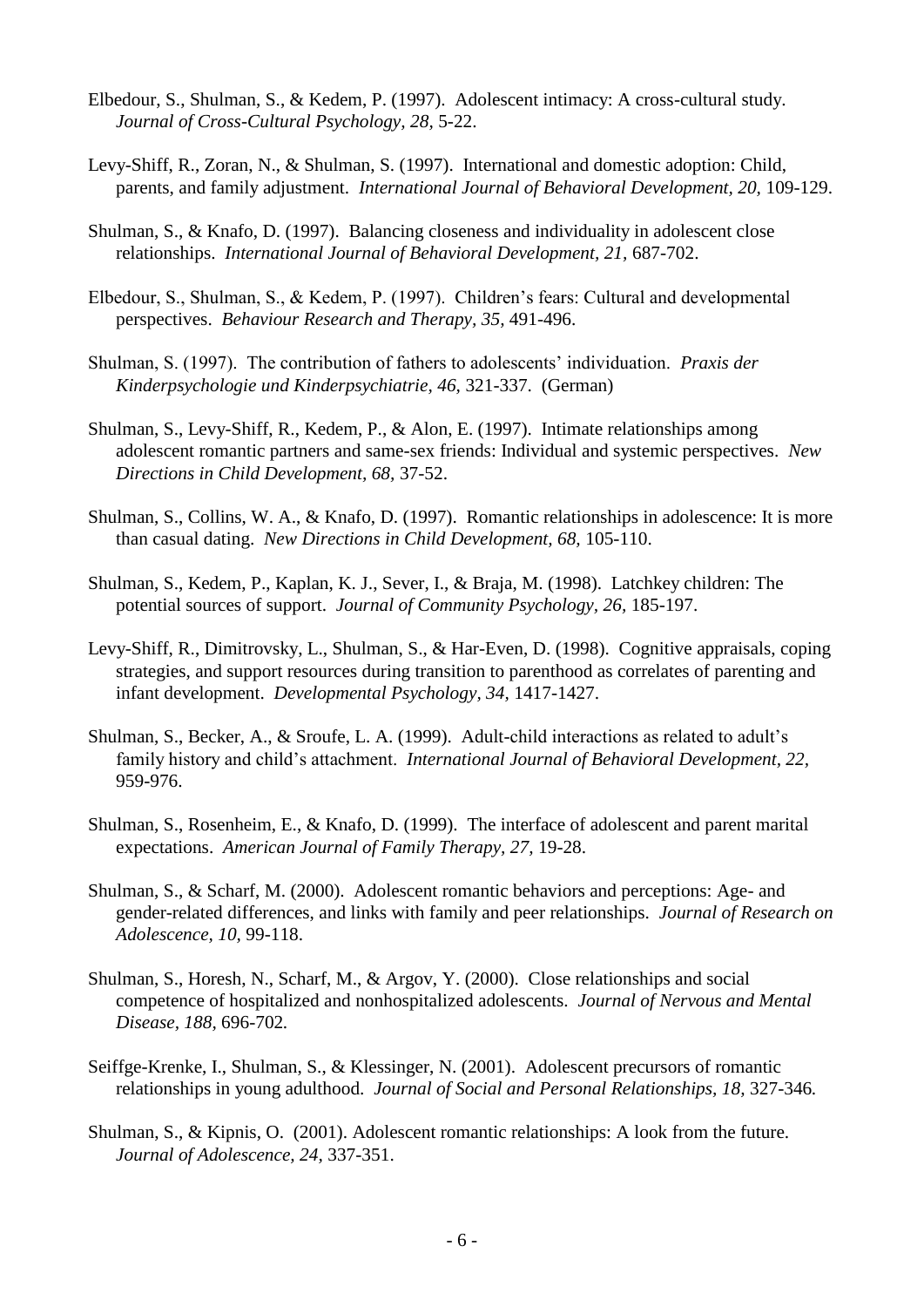Elbedour, S., Shulman, S., & Kedem, P. (1997). Adolescent intimacy: A cross-cultural study. *Journal of Cross-Cultural Psychology, 28,* 5-22.

Levy-Shiff, R., Zoran, N., & Shulman, S. (1997). International and domestic adoption: Child, parents, and family adjustment. *International Journal of Behavioral Development, 20,* 109-129.

Shulman, S., & Knafo, D. (1997). Balancing closeness and individuality in adolescent close relationships. *International Journal of Behavioral Development, 21,* 687-702.

Elbedour, S., Shulman, S., & Kedem, P. (1997). Children's fears: Cultural and developmental perspectives. *Behaviour Research and Therapy, 35,* 491-496.

Shulman, S. (1997). The contribution of fathers to adolescents' individuation. *Praxis der Kinderpsychologie und Kinderpsychiatrie, 46,* 321-337. (German)

Shulman, S., Levy-Shiff, R., Kedem, P., & Alon, E. (1997). Intimate relationships among adolescent romantic partners and same-sex friends: Individual and systemic perspectives. *New Directions in Child Development, 68,* 37-52.

Shulman, S., Collins, W. A., & Knafo, D. (1997). Romantic relationships in adolescence: It is more than casual dating. *New Directions in Child Development, 68,* 105-110.

Shulman, S., Kedem, P., Kaplan, K. J., Sever, I., & Braja, M. (1998). Latchkey children: The potential sources of support. *Journal of Community Psychology, 26,* 185-197.

Levy-Shiff, R., Dimitrovsky, L., Shulman, S., & Har-Even, D. (1998). Cognitive appraisals, coping strategies, and support resources during transition to parenthood as correlates of parenting and infant development. *Developmental Psychology, 34,* 1417-1427.

Shulman, S., Becker, A., & Sroufe, L. A. (1999). Adult-child interactions as related to adult's family history and child's attachment. *International Journal of Behavioral Development, 22,* 959-976.

Shulman, S., Rosenheim, E., & Knafo, D. (1999). The interface of adolescent and parent marital expectations. *American Journal of Family Therapy, 27,* 19-28.

Shulman, S., & Scharf, M. (2000). Adolescent romantic behaviors and perceptions: Age- and gender-related differences, and links with family and peer relationships. *Journal of Research on Adolescence, 10,* 99-118.

Shulman, S., Horesh, N., Scharf, M., & Argov, Y. (2000). Close relationships and social competence of hospitalized and nonhospitalized adolescents. *Journal of Nervous and Mental Disease, 188,* 696-702.

Seiffge-Krenke, I., Shulman, S., & Klessinger, N. (2001). Adolescent precursors of romantic relationships in young adulthood. *Journal of Social and Personal Relationships, 18,* 327-346.

Shulman, S., & Kipnis, O. (2001). Adolescent romantic relationships: A look from the future. *Journal of Adolescence, 24,* 337-351.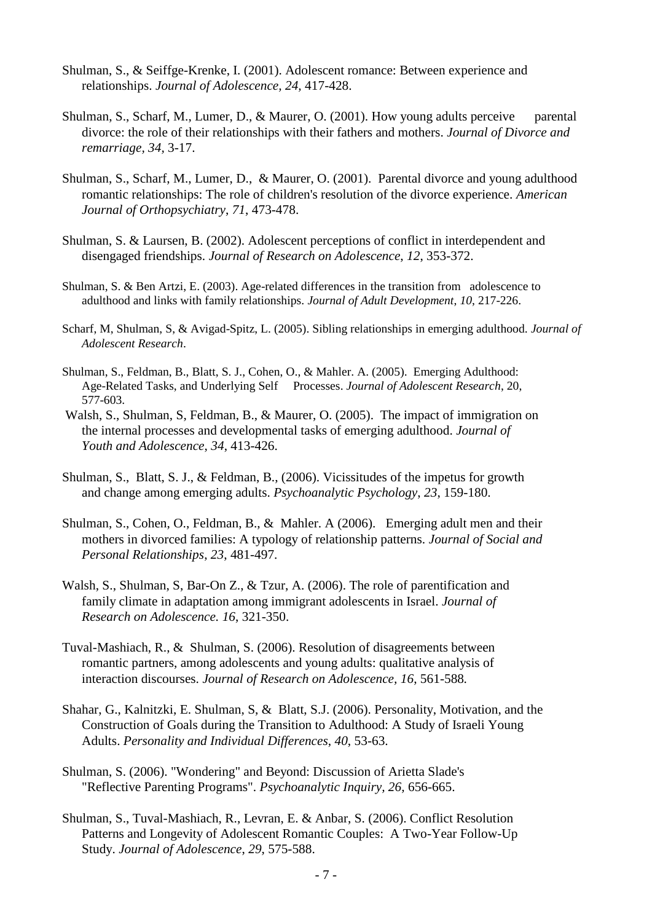Shulman, S., & Seiffge-Krenke, I. (2001). Adolescent romance: Between experience and relationships. *Journal of Adolescence, 24,* 417-428.

Shulman, S., Scharf, M., Lumer, D., & Maurer, O. (2001). How young adults perceive parental divorce: the role of their relationships with their fathers and mothers. *Journal of Divorce and remarriage, 34,* 3-17.

Shulman, S., Scharf, M., Lumer, D., & Maurer, O. (2001). Parental divorce and young adulthood romantic relationships: The role of children's resolution of the divorce experience. *American Journal of Orthopsychiatry*, *71*, 473-478.

Shulman, S. & Laursen, B. (2002). Adolescent perceptions of conflict in interdependent and disengaged friendships. *Journal of Research on Adolescence*, *12*, 353-372.

Shulman, S. & Ben Artzi, E. (2003). Age-related differences in the transition from adolescence to adulthood and links with family relationships. *Journal of Adult Development, 10*, 217-226.

Scharf, M, Shulman, S, & Avigad-Spitz, L. (2005). Sibling relationships in emerging adulthood. *Journal of Adolescent Research*.

Shulman, S., Feldman, B., Blatt, S. J., Cohen, O., & Mahler. A. (2005). Emerging Adulthood: Age-Related Tasks, and Underlying Self Processes. *Journal of Adolescent Research*, 20, 577-603.

Walsh, S., Shulman, S, Feldman, B., & Maurer, O. (2005). The impact of immigration on the internal processes and developmental tasks of emerging adulthood. *Journal of Youth and Adolescence*, *34*, 413-426.

Shulman, S., Blatt, S. J., & Feldman, B., (2006). Vicissitudes of the impetus for growth and change among emerging adults. *Psychoanalytic Psychology*, *23*, 159-180.

Shulman, S., Cohen, O., Feldman, B., & Mahler. A (2006). Emerging adult men and their mothers in divorced families: A typology of relationship patterns. *Journal of Social and Personal Relationships*, *23*, 481-497.

Walsh, S., Shulman, S, Bar-On Z., & Tzur, A. (2006). The role of parentification and family climate in adaptation among immigrant adolescents in Israel. *Journal of Research on Adolescence. 16*, 321-350.

Tuval-Mashiach, R., & Shulman, S. (2006). Resolution of disagreements between romantic partners, among adolescents and young adults: qualitative analysis of interaction discourses. *Journal of Research on Adolescence, 16*, 561-588.

Shahar, G., Kalnitzki, E. Shulman, S, & Blatt, S.J. (2006). Personality, Motivation, and the Construction of Goals during the Transition to Adulthood: A Study of Israeli Young Adults. *Personality and Individual Differences*, *40*, 53-63.

Shulman, S. (2006). "Wondering" and Beyond: Discussion of Arietta Slade's "Reflective Parenting Programs". *Psychoanalytic Inquiry, 26*, 656-665.

Shulman, S., Tuval-Mashiach, R., Levran, E. & Anbar, S. (2006). Conflict Resolution Patterns and Longevity of Adolescent Romantic Couples: A Two-Year Follow-Up Study. *Journal of Adolescence*, *29*, 575-588.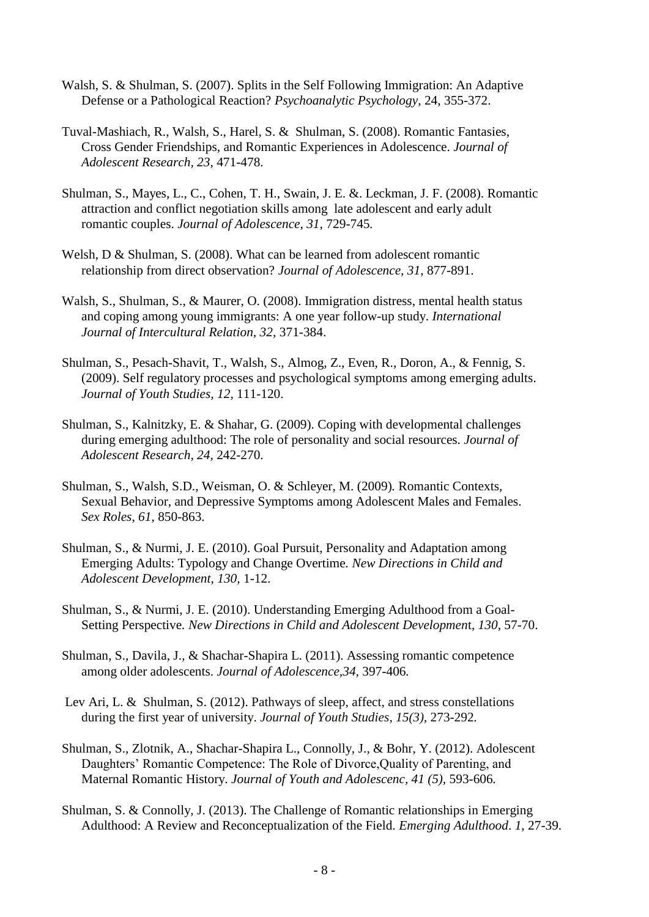Walsh, S. & Shulman, S. (2007). Splits in the Self Following Immigration: An Adaptive Defense or a Pathological Reaction? *Psychoanalytic Psychology*, 24, 355-372.

Tuval-Mashiach, R., Walsh, S., Harel, S. & Shulman, S. (2008). Romantic Fantasies, Cross Gender Friendships, and Romantic Experiences in Adolescence. *Journal of Adolescent Research, 23,* 471-478.

Shulman, S., Mayes, L., C., Cohen, T. H., Swain, J. E. &. Leckman, J. F. (2008). Romantic attraction and conflict negotiation skills among late adolescent and early adult romantic couples. *Journal of Adolescence, 31,* 729-745*.*

Welsh, D & Shulman, S. (2008). What can be learned from adolescent romantic relationship from direct observation? *Journal of Adolescence, 31,* 877-891.

Walsh, S., Shulman, S., & Maurer, O. (2008). Immigration distress, mental health status and coping among young immigrants: A one year follow-up study. *International Journal of Intercultural Relation, 32,* 371-384.

Shulman, S., Pesach-Shavit, T., Walsh, S., Almog, Z., Even, R., Doron, A., & Fennig, S. (2009). Self regulatory processes and psychological symptoms among emerging adults. *Journal of Youth Studies, 12,* 111-120.

Shulman, S., Kalnitzky, E. & Shahar, G. (2009). Coping with developmental challenges during emerging adulthood: The role of personality and social resources. *Journal of Adolescent Research, 24,* 242-270.

Shulman, S., Walsh, S.D., Weisman, O. & Schleyer, M. (2009)*.* Romantic Contexts, Sexual Behavior, and Depressive Symptoms among Adolescent Males and Females. *Sex Roles, 61,* 850-863*.*

Shulman, S., & Nurmi, J. E. (2010). Goal Pursuit, Personality and Adaptation among Emerging Adults: Typology and Change Overtime*. New Directions in Child and Adolescent Development, 130,* 1-12.

Shulman, S., & Nurmi, J. E. (2010). Understanding Emerging Adulthood from a Goal-Setting Perspective*. New Directions in Child and Adolescent Developmen*t*, 130,* 57-70.

Shulman, S., Davila, J., & Shachar-Shapira L. (2011). Assessing romantic competence among older adolescents. *Journal of Adolescence,34,* 397-406*.*

Lev Ari, L. & Shulman, S. (2012). Pathways of sleep, affect, and stress constellations during the first year of university. *Journal of Youth Studies, 15(3),* 273-292*.*

Shulman, S., Zlotnik, A., Shachar-Shapira L., Connolly, J., & Bohr, Y. (2012). Adolescent Daughters' Romantic Competence: The Role of Divorce,Quality of Parenting, and Maternal Romantic History*. Journal of Youth and Adolescenc, 41 (5),* 593-606*.*

Shulman, S. & Connolly, J. (2013). The Challenge of Romantic relationships in Emerging Adulthood: A Review and Reconceptualization of the Field. *Emerging Adulthood*. *1,* 27-39.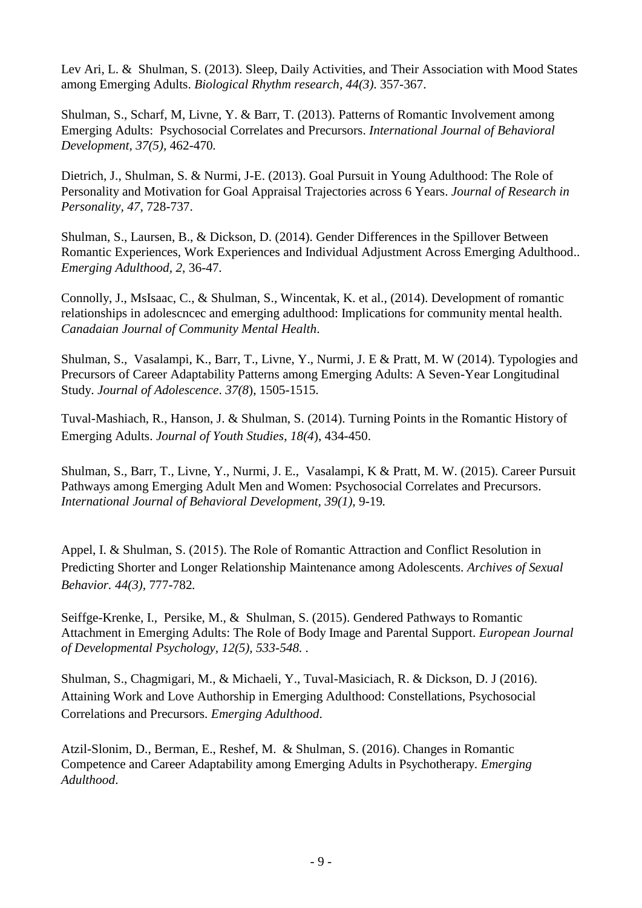Lev Ari, L. & Shulman, S. (2013). Sleep, Daily Activities, and Their Association with Mood States among Emerging Adults. *Biological Rhythm research, 44(3)*. 357-367.

Shulman, S., Scharf, M, Livne, Y. & Barr, T. (2013). Patterns of Romantic Involvement among Emerging Adults: Psychosocial Correlates and Precursors. *International Journal of Behavioral Development, 37(5),* 462-470*.*

Dietrich, J., Shulman, S. & Nurmi, J-E. (2013). Goal Pursuit in Young Adulthood: The Role of Personality and Motivation for Goal Appraisal Trajectories across 6 Years. *Journal of Research in Personality, 47,* 728-737.

Shulman, S., Laursen, B., & Dickson, D. (2014). Gender Differences in the Spillover Between Romantic Experiences, Work Experiences and Individual Adjustment Across Emerging Adulthood.. *Emerging Adulthood, 2,* 36-47.

Connolly, J., MsIsaac, C., & Shulman, S., Wincentak, K. et al., (2014). Development of romantic relationships in adolescncec and emerging adulthood: Implications for community mental health. *Canadaian Journal of Community Mental Health*.

Shulman, S., Vasalampi, K., Barr, T., Livne, Y., Nurmi, J. E & Pratt, M. W (2014). Typologies and Precursors of Career Adaptability Patterns among Emerging Adults: A Seven-Year Longitudinal Study*. Journal of Adolescence*. *37(8*), 1505-1515.

Tuval-Mashiach, R., Hanson, J. & Shulman, S. (2014). Turning Points in the Romantic History of Emerging Adults. *Journal of Youth Studies, 18(4*), 434-450.

Shulman, S., Barr, T., Livne, Y., Nurmi, J. E., Vasalampi, K & Pratt, M. W. (2015). Career Pursuit Pathways among Emerging Adult Men and Women: Psychosocial Correlates and Precursors. *International Journal of Behavioral Development, 39(1),* 9-19*.*

Appel, I. & Shulman, S. (2015). The Role of Romantic Attraction and Conflict Resolution in Predicting Shorter and Longer Relationship Maintenance among Adolescents. *Archives of Sexual Behavior. 44(3),* 777-782*.*

Seiffge-Krenke, I., Persike, M., & Shulman, S. (2015). Gendered Pathways to Romantic Attachment in Emerging Adults: The Role of Body Image and Parental Support. *European Journal of Developmental Psychology, 12(5), 533-548. .*

Shulman, S., Chagmigari, M., & Michaeli, Y., Tuval-Masiciach, R. & Dickson, D. J (2016). Attaining Work and Love Authorship in Emerging Adulthood: Constellations, Psychosocial Correlations and Precursors. *Emerging Adulthood*.

Atzil-Slonim, D., Berman, E., Reshef, M. & Shulman, S. (2016). Changes in Romantic Competence and Career Adaptability among Emerging Adults in Psychotherapy. *Emerging Adulthood*.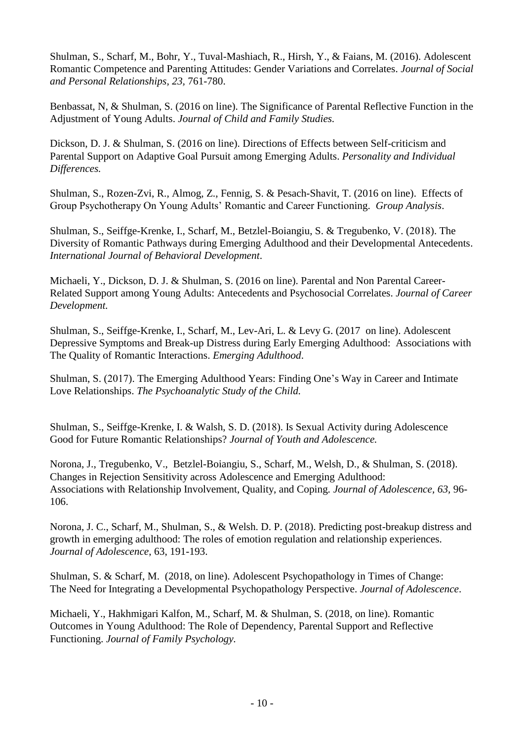Shulman, S., Scharf, M., Bohr, Y., Tuval-Mashiach, R., Hirsh, Y., & Faians, M. (2016). Adolescent Romantic Competence and Parenting Attitudes: Gender Variations and Correlates. *Journal of Social and Personal Relationships, 23,* 761-780.

Benbassat, N, & Shulman, S. (2016 on line). The Significance of Parental Reflective Function in the Adjustment of Young Adults. *Journal of Child and Family Studies.*

Dickson, D. J. & Shulman, S. (2016 on line). Directions of Effects between Self-criticism and Parental Support on Adaptive Goal Pursuit among Emerging Adults. *Personality and Individual Differences.*

Shulman, S., Rozen-Zvi, R., Almog, Z., Fennig, S. & Pesach-Shavit, T. (2016 on line). Effects of Group Psychotherapy On Young Adults' Romantic and Career Functioning. *Group Analysis*.

Shulman, S., Seiffge-Krenke, I., Scharf, M., Betzlel-Boiangiu, S. & Tregubenko, V. (2018). The Diversity of Romantic Pathways during Emerging Adulthood and their Developmental Antecedents. *International Journal of Behavioral Development*.

Michaeli, Y., Dickson, D. J. & Shulman, S. (2016 on line). Parental and Non Parental Career-Related Support among Young Adults: Antecedents and Psychosocial Correlates. *Journal of Career Development.*

Shulman, S., Seiffge-Krenke, I., Scharf, M., Lev-Ari, L. & Levy G. (2017 on line). Adolescent Depressive Symptoms and Break-up Distress during Early Emerging Adulthood: Associations with The Quality of Romantic Interactions. *Emerging Adulthood*.

Shulman, S. (2017). The Emerging Adulthood Years: Finding One's Way in Career and Intimate Love Relationships. *The Psychoanalytic Study of the Child.*

Shulman, S., Seiffge-Krenke, I. & Walsh, S. D. (2018). Is Sexual Activity during Adolescence Good for Future Romantic Relationships? *Journal of Youth and Adolescence.*

Norona, J., Tregubenko, V., Betzlel-Boiangiu, S., Scharf, M., Welsh, D., & Shulman, S. (2018). Changes in Rejection Sensitivity across Adolescence and Emerging Adulthood: Associations with Relationship Involvement, Quality, and Coping. *Journal of Adolescence, 63,* 96-106.

Norona, J. C., Scharf, M., Shulman, S., & Welsh. D. P. (2018). Predicting post-breakup distress and growth in emerging adulthood: The roles of emotion regulation and relationship experiences. *Journal of Adolescence,* 63, 191-193.

Shulman, S. & Scharf, M. (2018, on line). Adolescent Psychopathology in Times of Change: The Need for Integrating a Developmental Psychopathology Perspective. *Journal of Adolescence*.

Michaeli, Y., Hakhmigari Kalfon, M., Scharf, M. & Shulman, S. (2018, on line). Romantic Outcomes in Young Adulthood: The Role of Dependency, Parental Support and Reflective Functioning. *Journal of Family Psychology.*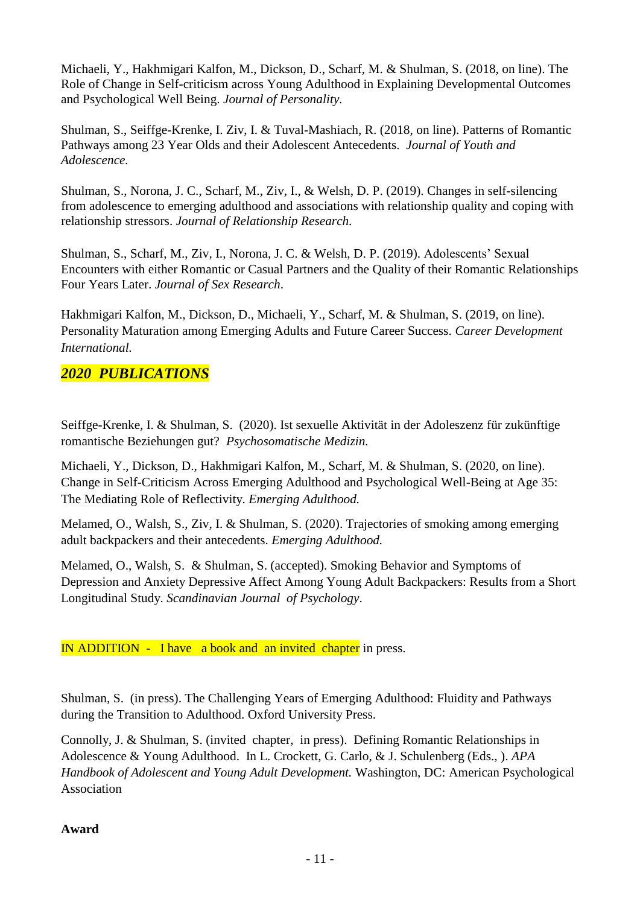Michaeli, Y., Hakhmigari Kalfon, M., Dickson, D., Scharf, M. & Shulman, S. (2018, on line). The Role of Change in Self-criticism across Young Adulthood in Explaining Developmental Outcomes and Psychological Well Being. *Journal of Personality.*

Shulman, S., Seiffge-Krenke, I. Ziv, I. & Tuval-Mashiach, R. (2018, on line). Patterns of Romantic Pathways among 23 Year Olds and their Adolescent Antecedents. *Journal of Youth and Adolescence.*

Shulman, S., Norona, J. C., Scharf, M., Ziv, I., & Welsh, D. P. (2019). Changes in self-silencing from adolescence to emerging adulthood and associations with relationship quality and coping with relationship stressors. *Journal of Relationship Research.*

Shulman, S., Scharf, M., Ziv, I., Norona, J. C. & Welsh, D. P. (2019). Adolescents' Sexual Encounters with either Romantic or Casual Partners and the Quality of their Romantic Relationships Four Years Later. *Journal of Sex Research*.

Hakhmigari Kalfon, M., Dickson, D., Michaeli, Y., Scharf, M. & Shulman, S. (2019, on line). Personality Maturation among Emerging Adults and Future Career Success. *Career Development International.*

## *2020 PUBLICATIONS*

Seiffge-Krenke, I. & Shulman, S. (2020). Ist sexuelle Aktivität in der Adoleszenz für zukünftige romantische Beziehungen gut? *Psychosomatische Medizin.*

Michaeli, Y., Dickson, D., Hakhmigari Kalfon, M., Scharf, M. & Shulman, S. (2020, on line). Change in Self-Criticism Across Emerging Adulthood and Psychological Well-Being at Age 35: The Mediating Role of Reflectivity. *Emerging Adulthood.*

Melamed, O., Walsh, S., Ziv, I. & Shulman, S. (2020). Trajectories of smoking among emerging adult backpackers and their antecedents. *Emerging Adulthood.*

Melamed, O., Walsh, S. & Shulman, S. (accepted). Smoking Behavior and Symptoms of Depression and Anxiety Depressive Affect Among Young Adult Backpackers: Results from a Short Longitudinal Study. *Scandinavian Journal of Psychology*.

IN ADDITION - I have a book and an invited chapter in press.

Shulman, S. (in press). The Challenging Years of Emerging Adulthood: Fluidity and Pathways during the Transition to Adulthood. Oxford University Press.

Connolly, J. & Shulman, S. (invited chapter, in press). Defining Romantic Relationships in Adolescence & Young Adulthood. In L. Crockett, G. Carlo, & J. Schulenberg (Eds., ). *APA Handbook of Adolescent and Young Adult Development.* Washington, DC: American Psychological Association

**Award**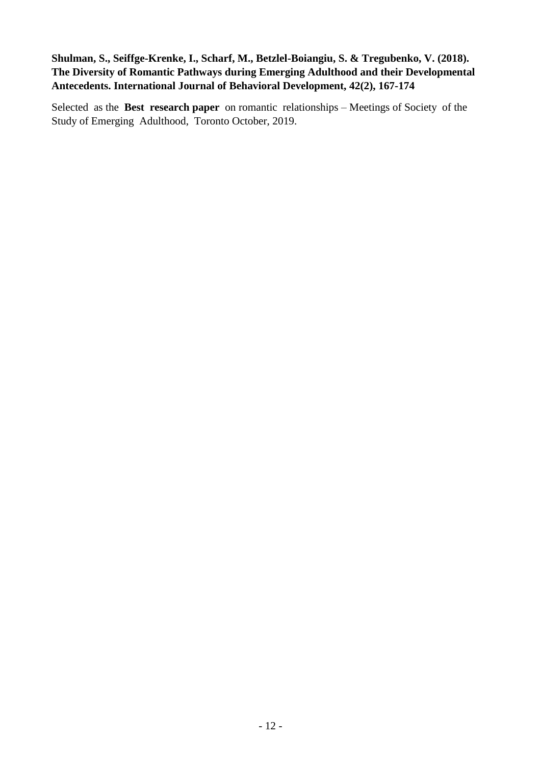**Shulman, S., Seiffge-Krenke, I., Scharf, M., Betzlel-Boiangiu, S. & Tregubenko, V. (2018). The Diversity of Romantic Pathways during Emerging Adulthood and their Developmental Antecedents. International Journal of Behavioral Development, 42(2), 167-174**

Selected as the **Best research paper** on romantic relationships – Meetings of Society of the Study of Emerging Adulthood, Toronto October, 2019.